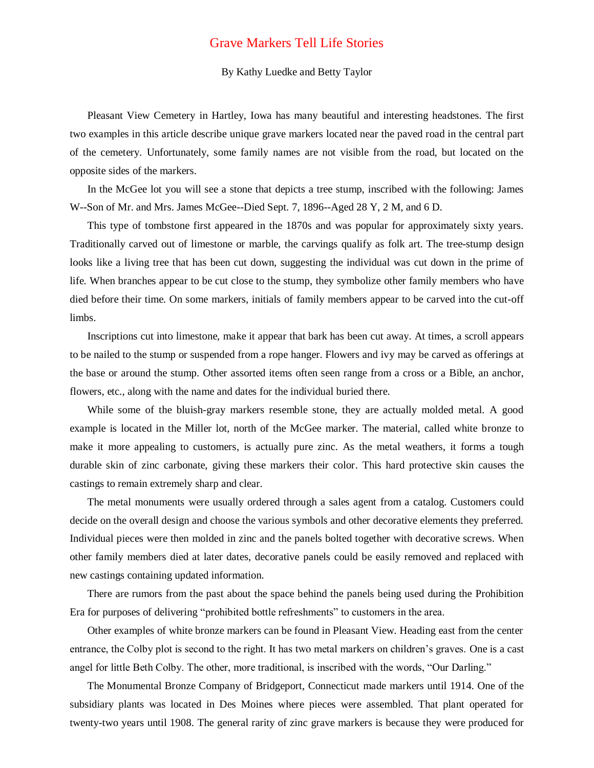# Grave Markers Tell Life Stories

By Kathy Luedke and Betty Taylor

Pleasant View Cemetery in Hartley, Iowa has many beautiful and interesting headstones. The first two examples in this article describe unique grave markers located near the paved road in the central part of the cemetery. Unfortunately, some family names are not visible from the road, but located on the opposite sides of the markers.

In the McGee lot you will see a stone that depicts a tree stump, inscribed with the following: James W--Son of Mr. and Mrs. James McGee--Died Sept. 7, 1896--Aged 28 Y, 2 M, and 6 D.

This type of tombstone first appeared in the 1870s and was popular for approximately sixty years. Traditionally carved out of limestone or marble, the carvings qualify as folk art. The tree-stump design looks like a living tree that has been cut down, suggesting the individual was cut down in the prime of life. When branches appear to be cut close to the stump, they symbolize other family members who have died before their time. On some markers, initials of family members appear to be carved into the cut-off limbs.

Inscriptions cut into limestone, make it appear that bark has been cut away. At times, a scroll appears to be nailed to the stump or suspended from a rope hanger. Flowers and ivy may be carved as offerings at the base or around the stump. Other assorted items often seen range from a cross or a Bible, an anchor, flowers, etc., along with the name and dates for the individual buried there.

While some of the bluish-gray markers resemble stone, they are actually molded metal. A good example is located in the Miller lot, north of the McGee marker. The material, called white bronze to make it more appealing to customers, is actually pure zinc. As the metal weathers, it forms a tough durable skin of zinc carbonate, giving these markers their color. This hard protective skin causes the castings to remain extremely sharp and clear.

The metal monuments were usually ordered through a sales agent from a catalog. Customers could decide on the overall design and choose the various symbols and other decorative elements they preferred. Individual pieces were then molded in zinc and the panels bolted together with decorative screws. When other family members died at later dates, decorative panels could be easily removed and replaced with new castings containing updated information.

There are rumors from the past about the space behind the panels being used during the Prohibition Era for purposes of delivering "prohibited bottle refreshments" to customers in the area.

Other examples of white bronze markers can be found in Pleasant View. Heading east from the center entrance, the Colby plot is second to the right. It has two metal markers on children's graves. One is a cast angel for little Beth Colby. The other, more traditional, is inscribed with the words, "Our Darling."

The Monumental Bronze Company of Bridgeport, Connecticut made markers until 1914. One of the subsidiary plants was located in Des Moines where pieces were assembled. That plant operated for twenty-two years until 1908. The general rarity of zinc grave markers is because they were produced for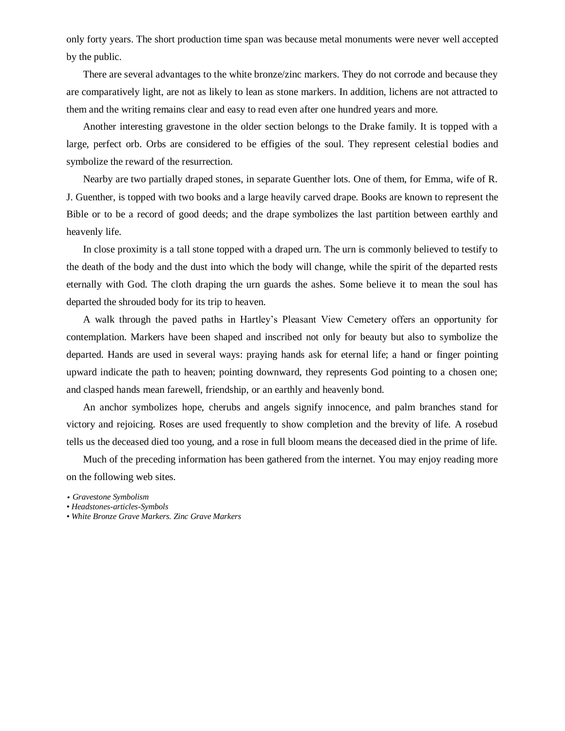only forty years. The short production time span was because metal monuments were never well accepted by the public.

There are several advantages to the white bronze/zinc markers. They do not corrode and because they are comparatively light, are not as likely to lean as stone markers. In addition, lichens are not attracted to them and the writing remains clear and easy to read even after one hundred years and more.

Another interesting gravestone in the older section belongs to the Drake family. It is topped with a large, perfect orb. Orbs are considered to be effigies of the soul. They represent celestial bodies and symbolize the reward of the resurrection.

Nearby are two partially draped stones, in separate Guenther lots. One of them, for Emma, wife of R. J. Guenther, is topped with two books and a large heavily carved drape. Books are known to represent the Bible or to be a record of good deeds; and the drape symbolizes the last partition between earthly and heavenly life.

In close proximity is a tall stone topped with a draped urn. The urn is commonly believed to testify to the death of the body and the dust into which the body will change, while the spirit of the departed rests eternally with God. The cloth draping the urn guards the ashes. Some believe it to mean the soul has departed the shrouded body for its trip to heaven.

A walk through the paved paths in Hartley's Pleasant View Cemetery offers an opportunity for contemplation. Markers have been shaped and inscribed not only for beauty but also to symbolize the departed. Hands are used in several ways: praying hands ask for eternal life; a hand or finger pointing upward indicate the path to heaven; pointing downward, they represents God pointing to a chosen one; and clasped hands mean farewell, friendship, or an earthly and heavenly bond.

An anchor symbolizes hope, cherubs and angels signify innocence, and palm branches stand for victory and rejoicing. Roses are used frequently to show completion and the brevity of life. A rosebud tells us the deceased died too young, and a rose in full bloom means the deceased died in the prime of life.

Much of the preceding information has been gathered from the internet. You may enjoy reading more on the following web sites.

- *Gravestone Symbolism*
- *Headstones-articles-Symbols*
- *White Bronze Grave Markers. Zinc Grave Markers*